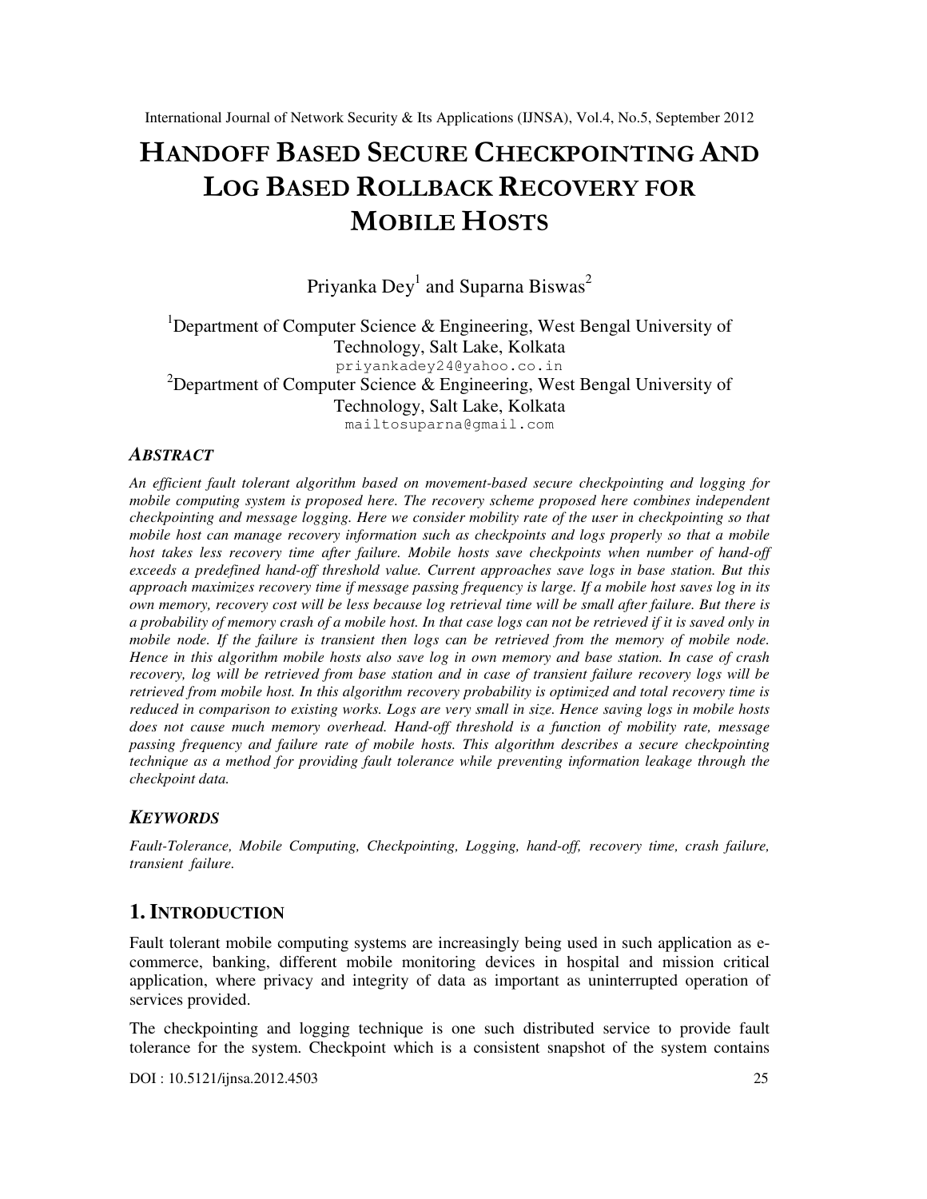# HANDOFF BASED SECURE CHECKPOINTING AND LOG BASED ROLLBACK RECOVERY FOR MOBILE HOSTS

Priyanka Dey[1] and Suparna Biswas[2]

[1]Department of Computer Science & Engineering, West Bengal University of Technology, Salt Lake, Kolkata
priyankadey24@yahoo.co.in

[2]Department of Computer Science & Engineering, West Bengal University of Technology, Salt Lake, Kolkata
mailtosuparna@gmail.com

## ABSTRACT

*An efficient fault tolerant algorithm based on movement-based secure checkpointing and logging for mobile computing system is proposed here. The recovery scheme proposed here combines independent checkpointing and message logging. Here we consider mobility rate of the user in checkpointing so that mobile host can manage recovery information such as checkpoints and logs properly so that a mobile host takes less recovery time after failure. Mobile hosts save checkpoints when number of hand-off exceeds a predefined hand-off threshold value. Current approaches save logs in base station. But this approach maximizes recovery time if message passing frequency is large. If a mobile host saves log in its own memory, recovery cost will be less because log retrieval time will be small after failure. But there is a probability of memory crash of a mobile host. In that case logs can not be retrieved if it is saved only in mobile node. If the failure is transient then logs can be retrieved from the memory of mobile node. Hence in this algorithm mobile hosts also save log in own memory and base station. In case of crash recovery, log will be retrieved from base station and in case of transient failure recovery logs will be retrieved from mobile host. In this algorithm recovery probability is optimized and total recovery time is reduced in comparison to existing works. Logs are very small in size. Hence saving logs in mobile hosts does not cause much memory overhead. Hand-off threshold is a function of mobility rate, message passing frequency and failure rate of mobile hosts. This algorithm describes a secure checkpointing technique as a method for providing fault tolerance while preventing information leakage through the checkpoint data.*

## KEYWORDS

*Fault-Tolerance, Mobile Computing, Checkpointing, Logging, hand-off, recovery time, crash failure, transient failure.*

## 1. INTRODUCTION

Fault tolerant mobile computing systems are increasingly being used in such application as e-commerce, banking, different mobile monitoring devices in hospital and mission critical application, where privacy and integrity of data as important as uninterrupted operation of services provided.

The checkpointing and logging technique is one such distributed service to provide fault tolerance for the system. Checkpoint which is a consistent snapshot of the system contains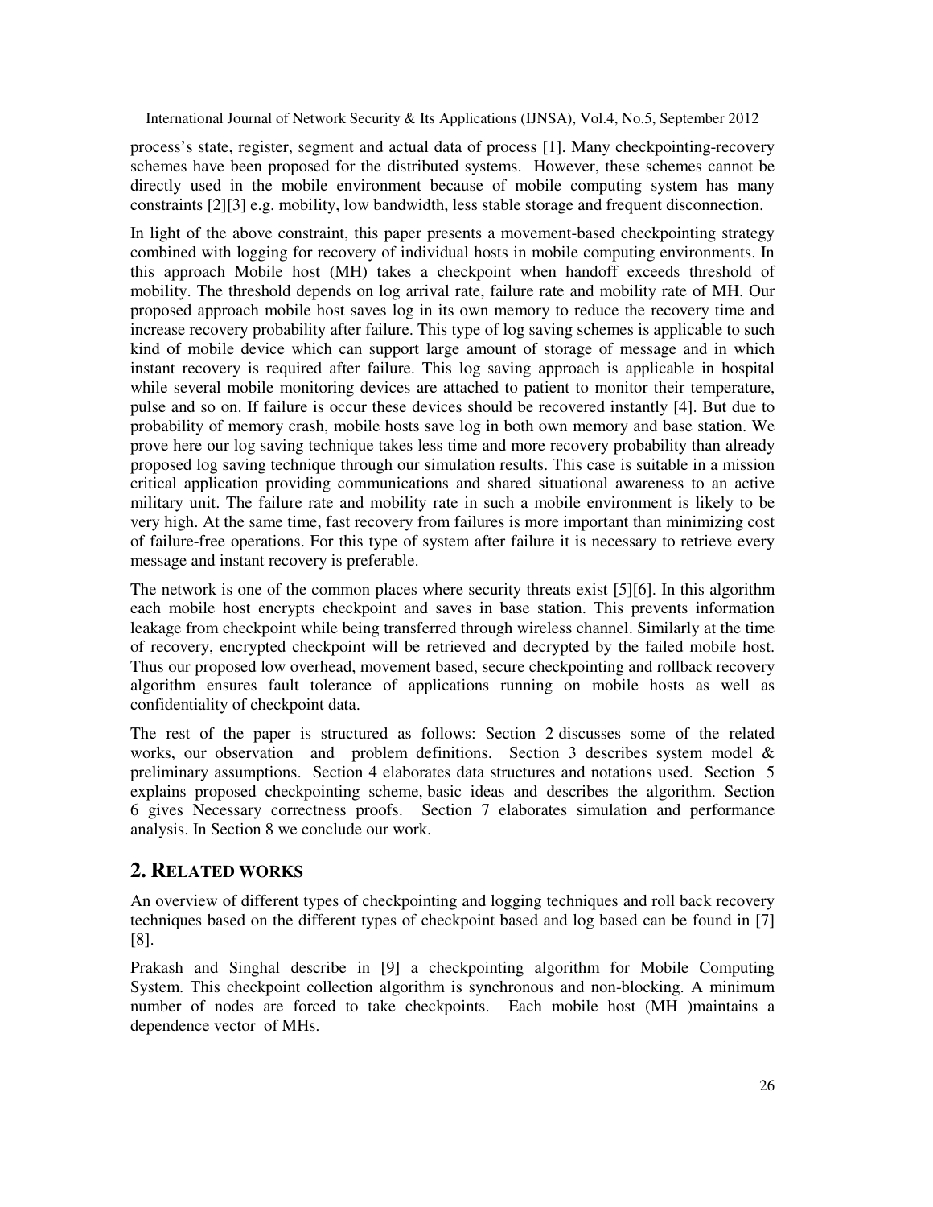process's state, register, segment and actual data of process [1]. Many checkpointing-recovery schemes have been proposed for the distributed systems. However, these schemes cannot be directly used in the mobile environment because of mobile computing system has many constraints [2][3] e.g. mobility, low bandwidth, less stable storage and frequent disconnection.

In light of the above constraint, this paper presents a movement-based checkpointing strategy combined with logging for recovery of individual hosts in mobile computing environments. In this approach Mobile host (MH) takes a checkpoint when handoff exceeds threshold of mobility. The threshold depends on log arrival rate, failure rate and mobility rate of MH. Our proposed approach mobile host saves log in its own memory to reduce the recovery time and increase recovery probability after failure. This type of log saving schemes is applicable to such kind of mobile device which can support large amount of storage of message and in which instant recovery is required after failure. This log saving approach is applicable in hospital while several mobile monitoring devices are attached to patient to monitor their temperature, pulse and so on. If failure is occur these devices should be recovered instantly [4]. But due to probability of memory crash, mobile hosts save log in both own memory and base station. We prove here our log saving technique takes less time and more recovery probability than already proposed log saving technique through our simulation results. This case is suitable in a mission critical application providing communications and shared situational awareness to an active military unit. The failure rate and mobility rate in such a mobile environment is likely to be very high. At the same time, fast recovery from failures is more important than minimizing cost of failure-free operations. For this type of system after failure it is necessary to retrieve every message and instant recovery is preferable.

The network is one of the common places where security threats exist [5][6]. In this algorithm each mobile host encrypts checkpoint and saves in base station. This prevents information leakage from checkpoint while being transferred through wireless channel. Similarly at the time of recovery, encrypted checkpoint will be retrieved and decrypted by the failed mobile host. Thus our proposed low overhead, movement based, secure checkpointing and rollback recovery algorithm ensures fault tolerance of applications running on mobile hosts as well as confidentiality of checkpoint data.

The rest of the paper is structured as follows: Section 2 discusses some of the related works, our observation and problem definitions. Section 3 describes system model & preliminary assumptions. Section 4 elaborates data structures and notations used. Section 5 explains proposed checkpointing scheme, basic ideas and describes the algorithm. Section 6 gives Necessary correctness proofs. Section 7 elaborates simulation and performance analysis. In Section 8 we conclude our work.

## 2. RELATED WORKS

An overview of different types of checkpointing and logging techniques and roll back recovery techniques based on the different types of checkpoint based and log based can be found in [7] [8].

Prakash and Singhal describe in [9] a checkpointing algorithm for Mobile Computing System. This checkpoint collection algorithm is synchronous and non-blocking. A minimum number of nodes are forced to take checkpoints. Each mobile host (MH )maintains a dependence vector of MHs.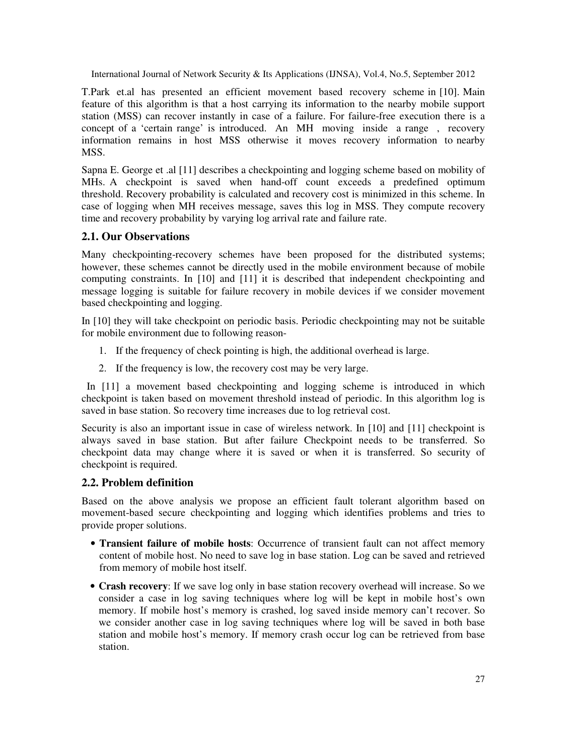T.Park et.al has presented an efficient movement based recovery scheme in [10]. Main feature of this algorithm is that a host carrying its information to the nearby mobile support station (MSS) can recover instantly in case of a failure. For failure-free execution there is a concept of a 'certain range' is introduced. An MH moving inside a range , recovery information remains in host MSS otherwise it moves recovery information to nearby MSS.

Sapna E. George et .al [11] describes a checkpointing and logging scheme based on mobility of MHs. A checkpoint is saved when hand-off count exceeds a predefined optimum threshold. Recovery probability is calculated and recovery cost is minimized in this scheme. In case of logging when MH receives message, saves this log in MSS. They compute recovery time and recovery probability by varying log arrival rate and failure rate.

## 2.1. Our Observations

Many checkpointing-recovery schemes have been proposed for the distributed systems; however, these schemes cannot be directly used in the mobile environment because of mobile computing constraints. In [10] and [11] it is described that independent checkpointing and message logging is suitable for failure recovery in mobile devices if we consider movement based checkpointing and logging.

In [10] they will take checkpoint on periodic basis. Periodic checkpointing may not be suitable for mobile environment due to following reason-

1. If the frequency of check pointing is high, the additional overhead is large.
2. If the frequency is low, the recovery cost may be very large.

In [11] a movement based checkpointing and logging scheme is introduced in which checkpoint is taken based on movement threshold instead of periodic. In this algorithm log is saved in base station. So recovery time increases due to log retrieval cost.

Security is also an important issue in case of wireless network. In [10] and [11] checkpoint is always saved in base station. But after failure Checkpoint needs to be transferred. So checkpoint data may change where it is saved or when it is transferred. So security of checkpoint is required.

## 2.2. Problem definition

Based on the above analysis we propose an efficient fault tolerant algorithm based on movement-based secure checkpointing and logging which identifies problems and tries to provide proper solutions.

- **Transient failure of mobile hosts**: Occurrence of transient fault can not affect memory content of mobile host. No need to save log in base station. Log can be saved and retrieved from memory of mobile host itself.
- **Crash recovery**: If we save log only in base station recovery overhead will increase. So we consider a case in log saving techniques where log will be kept in mobile host's own memory. If mobile host's memory is crashed, log saved inside memory can't recover. So we consider another case in log saving techniques where log will be saved in both base station and mobile host's memory. If memory crash occur log can be retrieved from base station.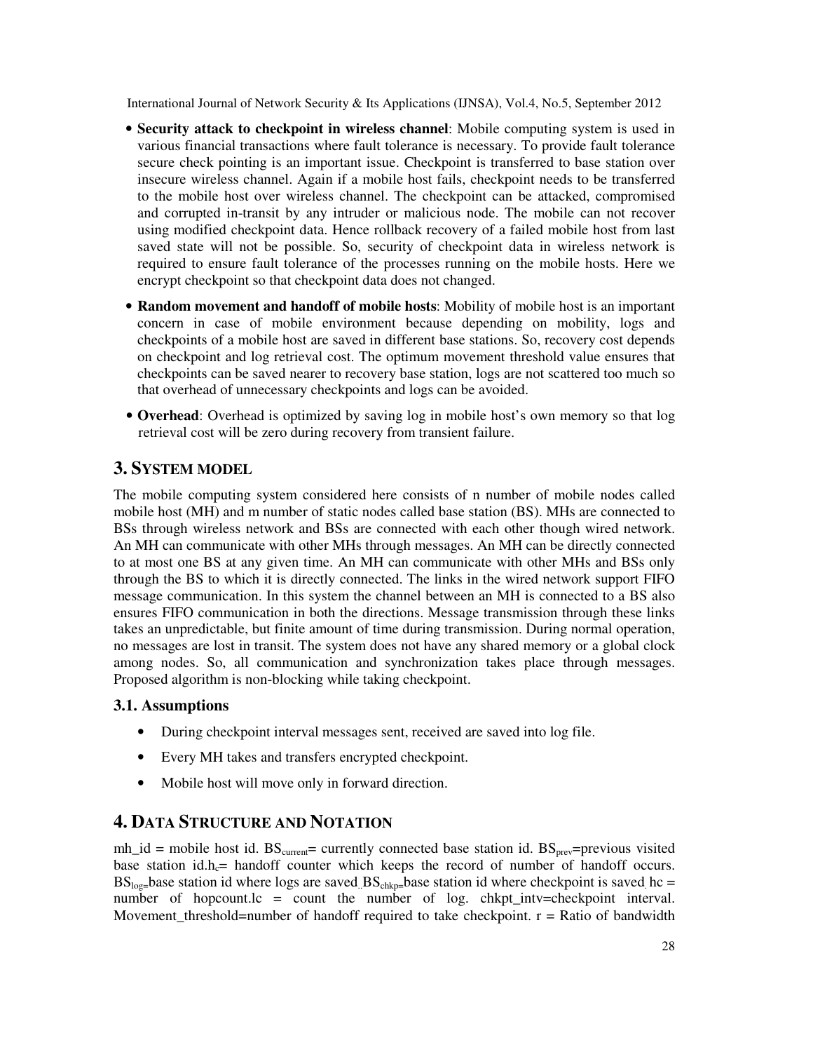- **Security attack to checkpoint in wireless channel**: Mobile computing system is used in various financial transactions where fault tolerance is necessary. To provide fault tolerance secure check pointing is an important issue. Checkpoint is transferred to base station over insecure wireless channel. Again if a mobile host fails, checkpoint needs to be transferred to the mobile host over wireless channel. The checkpoint can be attacked, compromised and corrupted in-transit by any intruder or malicious node. The mobile can not recover using modified checkpoint data. Hence rollback recovery of a failed mobile host from last saved state will not be possible. So, security of checkpoint data in wireless network is required to ensure fault tolerance of the processes running on the mobile hosts. Here we encrypt checkpoint so that checkpoint data does not changed.
- **Random movement and handoff of mobile hosts**: Mobility of mobile host is an important concern in case of mobile environment because depending on mobility, logs and checkpoints of a mobile host are saved in different base stations. So, recovery cost depends on checkpoint and log retrieval cost. The optimum movement threshold value ensures that checkpoints can be saved nearer to recovery base station, logs are not scattered too much so that overhead of unnecessary checkpoints and logs can be avoided.
- **Overhead**: Overhead is optimized by saving log in mobile host's own memory so that log retrieval cost will be zero during recovery from transient failure.

## 3. SYSTEM MODEL

The mobile computing system considered here consists of n number of mobile nodes called mobile host (MH) and m number of static nodes called base station (BS). MHs are connected to BSs through wireless network and BSs are connected with each other though wired network. An MH can communicate with other MHs through messages. An MH can be directly connected to at most one BS at any given time. An MH can communicate with other MHs and BSs only through the BS to which it is directly connected. The links in the wired network support FIFO message communication. In this system the channel between an MH is connected to a BS also ensures FIFO communication in both the directions. Message transmission through these links takes an unpredictable, but finite amount of time during transmission. During normal operation, no messages are lost in transit. The system does not have any shared memory or a global clock among nodes. So, all communication and synchronization takes place through messages. Proposed algorithm is non-blocking while taking checkpoint.

### 3.1. Assumptions

- During checkpoint interval messages sent, received are saved into log file.
- Every MH takes and transfers encrypted checkpoint.
- Mobile host will move only in forward direction.

## 4. DATA STRUCTURE AND NOTATION

mh_id = mobile host id. $BS_{current}$= currently connected base station id. $BS_{prev}$=previous visited base station id.$h_c$= handoff counter which keeps the record of number of handoff occurs. $BS_{log}$=base station id where logs are saved. $BS_{chkp}$=base station id where checkpoint is saved. hc = number of hopcount.lc = count the number of log. chkpt_intv=checkpoint interval. Movement_threshold=number of handoff required to take checkpoint. r = Ratio of bandwidth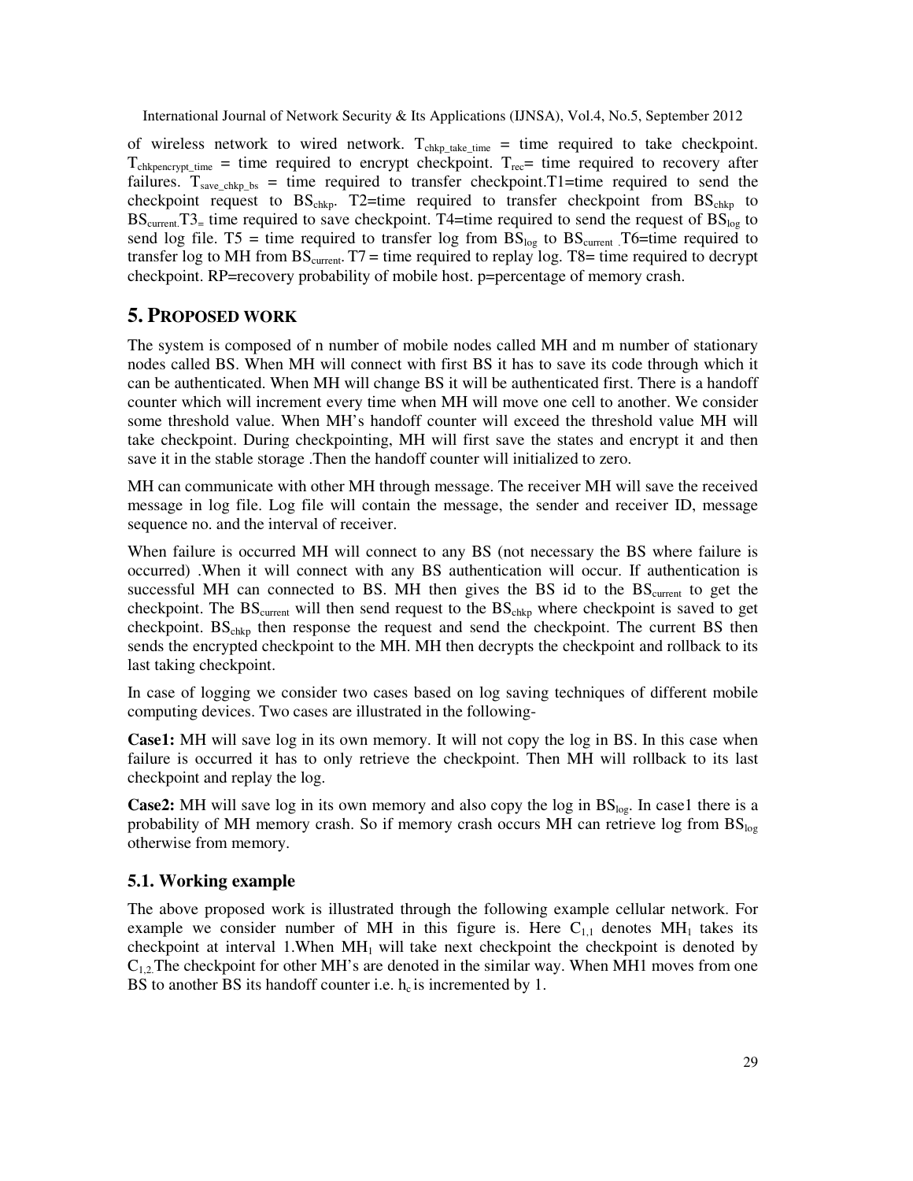of wireless network to wired network. $T_{chkp\_take\_time}$ = time required to take checkpoint. $T_{chkpencrypt\_time}$ = time required to encrypt checkpoint. $T_{rec}$= time required to recovery after failures. $T_{save\_chkp\_bs}$ = time required to transfer checkpoint.T1=time required to send the checkpoint request to $BS_{chkp}$. T2=time required to transfer checkpoint from $BS_{chkp}$ to $BS_{current}$.T3= time required to save checkpoint. T4=time required to send the request of $BS_{log}$ to send log file. T5 = time required to transfer log from $BS_{log}$ to $BS_{current}$ .T6=time required to transfer log to MH from $BS_{current}$. T7 = time required to replay log. T8= time required to decrypt checkpoint. RP=recovery probability of mobile host. p=percentage of memory crash.

# 5. PROPOSED WORK

The system is composed of n number of mobile nodes called MH and m number of stationary nodes called BS. When MH will connect with first BS it has to save its code through which it can be authenticated. When MH will change BS it will be authenticated first. There is a handoff counter which will increment every time when MH will move one cell to another. We consider some threshold value. When MH's handoff counter will exceed the threshold value MH will take checkpoint. During checkpointing, MH will first save the states and encrypt it and then save it in the stable storage .Then the handoff counter will initialized to zero.

MH can communicate with other MH through message. The receiver MH will save the received message in log file. Log file will contain the message, the sender and receiver ID, message sequence no. and the interval of receiver.

When failure is occurred MH will connect to any BS (not necessary the BS where failure is occurred) .When it will connect with any BS authentication will occur. If authentication is successful MH can connected to BS. MH then gives the BS id to the $BS_{current}$ to get the checkpoint. The $BS_{current}$ will then send request to the $BS_{chkp}$ where checkpoint is saved to get checkpoint. $BS_{chkp}$ then response the request and send the checkpoint. The current BS then sends the encrypted checkpoint to the MH. MH then decrypts the checkpoint and rollback to its last taking checkpoint.

In case of logging we consider two cases based on log saving techniques of different mobile computing devices. Two cases are illustrated in the following-

**Case1:** MH will save log in its own memory. It will not copy the log in BS. In this case when failure is occurred it has to only retrieve the checkpoint. Then MH will rollback to its last checkpoint and replay the log.

**Case2:** MH will save log in its own memory and also copy the log in $BS_{log}$. In case1 there is a probability of MH memory crash. So if memory crash occurs MH can retrieve log from $BS_{log}$ otherwise from memory.

## 5.1. Working example

The above proposed work is illustrated through the following example cellular network. For example we consider number of MH in this figure is. Here $C_{1,1}$ denotes $MH_1$ takes its checkpoint at interval 1.When $MH_1$ will take next checkpoint the checkpoint is denoted by $C_{1,2}$.The checkpoint for other MH's are denoted in the similar way. When MH1 moves from one BS to another BS its handoff counter i.e. $h_c$ is incremented by 1.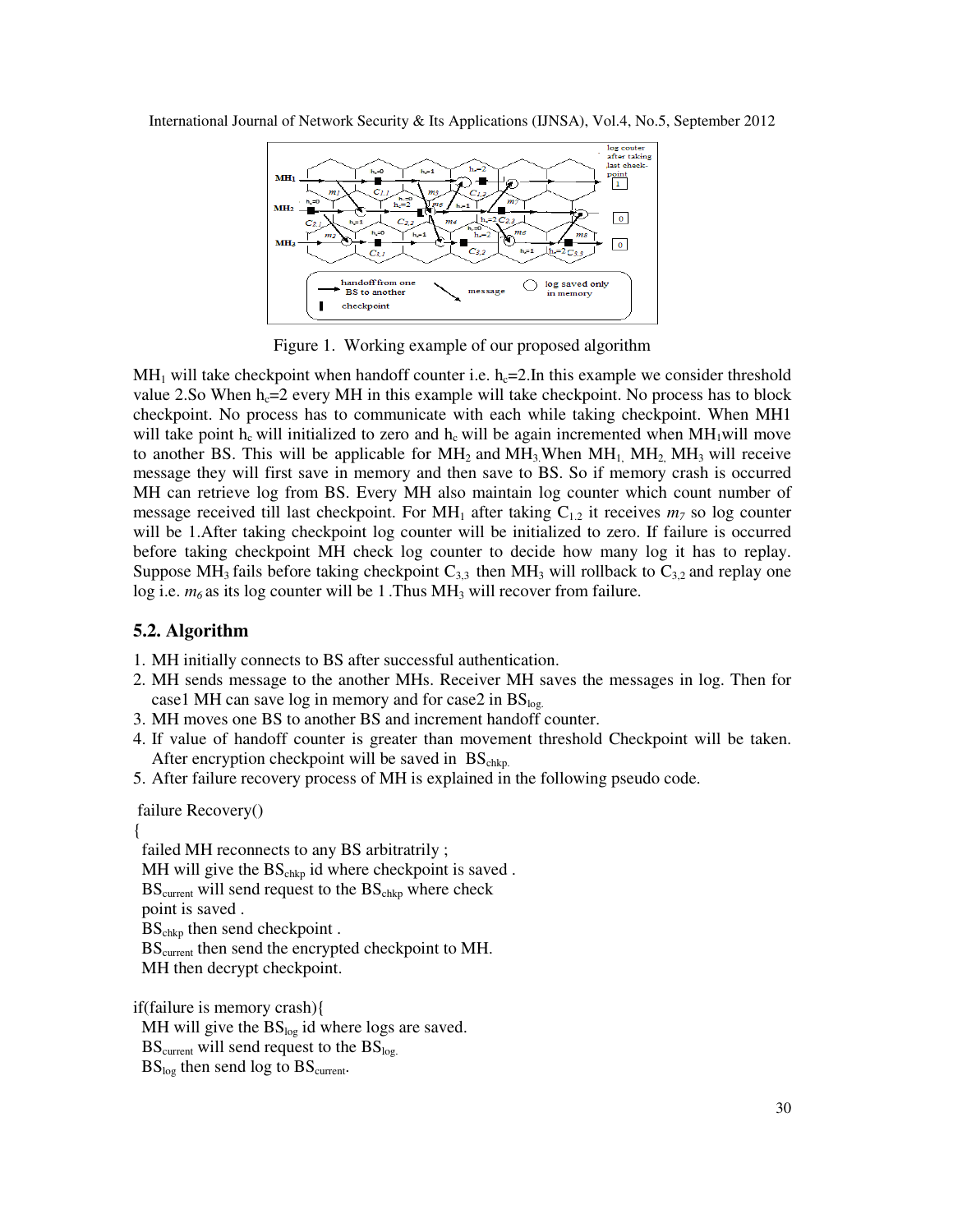Figure 1. Working example of our proposed algorithm

$MH_1$ will take checkpoint when handoff counter i.e. $h_c$=2.In this example we consider threshold value 2.So When $h_c$=2 every MH in this example will take checkpoint. No process has to block checkpoint. No process has to communicate with each while taking checkpoint. When MH1 will take point $h_c$ will initialized to zero and $h_c$ will be again incremented when $MH_1$will move to another BS. This will be applicable for $MH_2$ and $MH_3$.When $MH_1$, $MH_2$, $MH_3$ will receive message they will first save in memory and then save to BS. So if memory crash is occurred MH can retrieve log from BS. Every MH also maintain log counter which count number of message received till last checkpoint. For $MH_1$ after taking $C_{1,2}$ it receives $m_7$ so log counter will be 1.After taking checkpoint log counter will be initialized to zero. If failure is occurred before taking checkpoint MH check log counter to decide how many log it has to replay. Suppose $MH_3$ fails before taking checkpoint $C_{3,3}$ then $MH_3$ will rollback to $C_{3,2}$ and replay one log i.e. $m_6$ as its log counter will be 1 .Thus $MH_3$ will recover from failure.

## 5.2. Algorithm

1. MH initially connects to BS after successful authentication.
2. MH sends message to the another MHs. Receiver MH saves the messages in log. Then for case1 MH can save log in memory and for case2 in $BS_{log}$.
3. MH moves one BS to another BS and increment handoff counter.
4. If value of handoff counter is greater than movement threshold Checkpoint will be taken. After encryption checkpoint will be saved in $BS_{chkp}$.
5. After failure recovery process of MH is explained in the following pseudo code.

```
failure Recovery()
{
  failed MH reconnects to any BS arbitratrily ;
  MH will give the BS_chkp id where checkpoint is saved .
  BS_current will send request to the BS_chkp where check
  point is saved .
  BS_chkp then send checkpoint .
  BS_current then send the encrypted checkpoint to MH.
  MH then decrypt checkpoint.

if(failure is memory crash){
  MH will give the BS_log id where logs are saved.
  BS_current will send request to the BS_log.
  BS_log then send log to BS_current.
```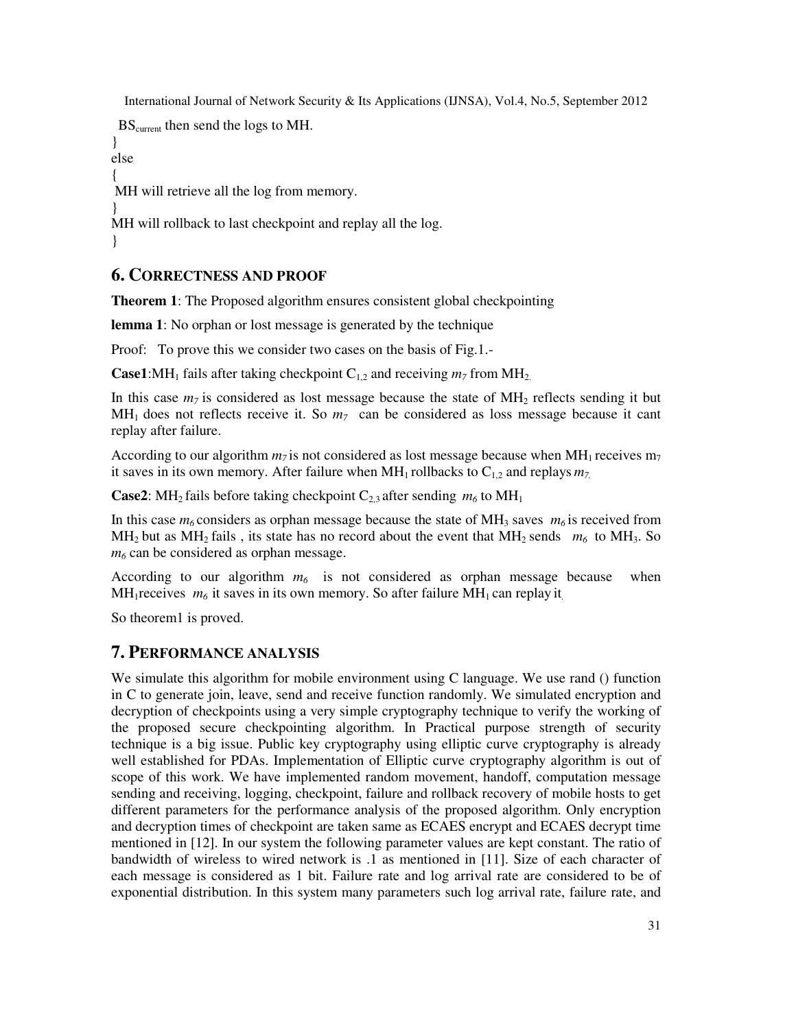$BS_{current}$ then send the logs to MH.

}

else

{

MH will retrieve all the log from memory.

}

MH will rollback to last checkpoint and replay all the log.

}

## 6. CORRECTNESS AND PROOF

**Theorem 1**: The Proposed algorithm ensures consistent global checkpointing

**lemma 1**: No orphan or lost message is generated by the technique

Proof: To prove this we consider two cases on the basis of Fig.1.-

**Case1**:$MH_1$ fails after taking checkpoint $C_{1,2}$ and receiving $m_7$ from $MH_2$.

In this case $m_7$ is considered as lost message because the state of $MH_2$ reflects sending it but $MH_1$ does not reflects receive it. So $m_7$ can be considered as loss message because it cant replay after failure.

According to our algorithm $m_7$ is not considered as lost message because when $MH_1$ receives $m_7$ it saves in its own memory. After failure when $MH_1$ rollbacks to $C_{1,2}$ and replays $m_7$.

**Case2**: $MH_2$ fails before taking checkpoint $C_{2,3}$ after sending $m_6$ to $MH_1$

In this case $m_6$ considers as orphan message because the state of $MH_3$ saves $m_6$ is received from $MH_2$ but as $MH_2$ fails , its state has no record about the event that $MH_2$ sends $m_6$ to $MH_3$. So $m_6$ can be considered as orphan message.

According to our algorithm $m_6$ is not considered as orphan message because when $MH_1$receives $m_6$ it saves in its own memory. So after failure $MH_1$ can replay it.

So theorem1 is proved.

## 7. PERFORMANCE ANALYSIS

We simulate this algorithm for mobile environment using C language. We use rand () function in C to generate join, leave, send and receive function randomly. We simulated encryption and decryption of checkpoints using a very simple cryptography technique to verify the working of the proposed secure checkpointing algorithm. In Practical purpose strength of security technique is a big issue. Public key cryptography using elliptic curve cryptography is already well established for PDAs. Implementation of Elliptic curve cryptography algorithm is out of scope of this work. We have implemented random movement, handoff, computation message sending and receiving, logging, checkpoint, failure and rollback recovery of mobile hosts to get different parameters for the performance analysis of the proposed algorithm. Only encryption and decryption times of checkpoint are taken same as ECAES encrypt and ECAES decrypt time mentioned in [12]. In our system the following parameter values are kept constant. The ratio of bandwidth of wireless to wired network is .1 as mentioned in [11]. Size of each character of each message is considered as 1 bit. Failure rate and log arrival rate are considered to be of exponential distribution. In this system many parameters such log arrival rate, failure rate, and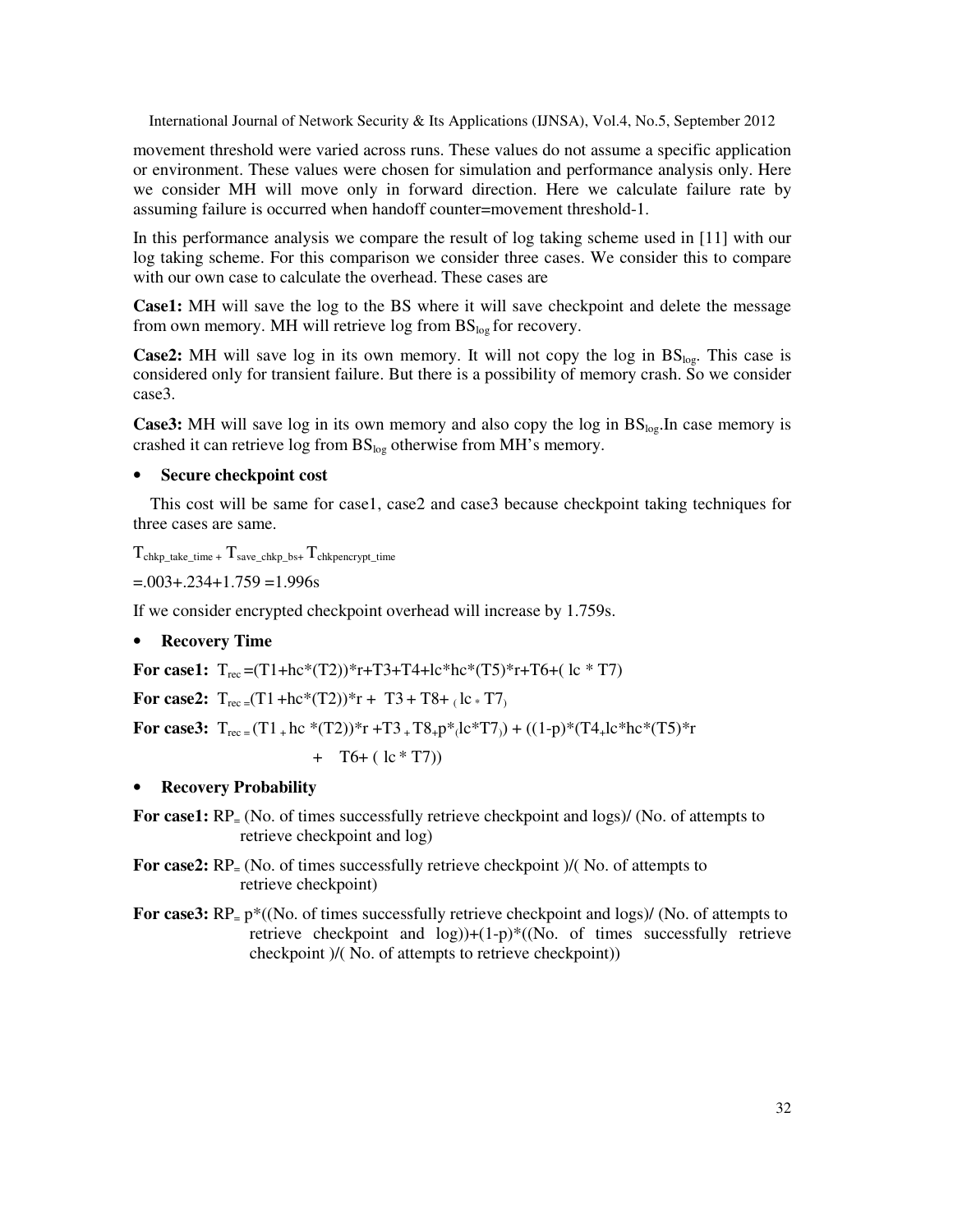movement threshold were varied across runs. These values do not assume a specific application or environment. These values were chosen for simulation and performance analysis only. Here we consider MH will move only in forward direction. Here we calculate failure rate by assuming failure is occurred when handoff counter=movement threshold-1.

In this performance analysis we compare the result of log taking scheme used in [11] with our log taking scheme. For this comparison we consider three cases. We consider this to compare with our own case to calculate the overhead. These cases are

**Case1:** MH will save the log to the BS where it will save checkpoint and delete the message from own memory. MH will retrieve log from $BS_{log}$ for recovery.

**Case2:** MH will save log in its own memory. It will not copy the log in $BS_{log}$. This case is considered only for transient failure. But there is a possibility of memory crash. So we consider case3.

**Case3:** MH will save log in its own memory and also copy the log in $BS_{log}$. In case memory is crashed it can retrieve log from $BS_{log}$ otherwise from MH's memory.

- **Secure checkpoint cost**

  This cost will be same for case1, case2 and case3 because checkpoint taking techniques for three cases are same.

$T_{chkp\_take\_time} + T_{save\_chkp\_bs} + T_{chkpencrypt\_time}$

$=.003+.234+1.759 = 1.996s$

If we consider encrypted checkpoint overhead will increase by 1.759s.

- **Recovery Time**

**For case1:** $T_{rec} = (T1+hc*(T2))*r+T3+T4+lc*hc*(T5)*r+T6+(lc * T7)$

**For case2:** $T_{rec} = (T1+hc*(T2))*r + T3 + T8 + (lc * T7)$

**For case3:** $T_{rec} = (T1 + hc*(T2))*r + T3 + T8 + p*(lc*T7)) + ((1-p)*(T4 + lc*hc*(T5)*r + T6 + (lc * T7))$

- **Recovery Probability**

**For case1:** RP = (No. of times successfully retrieve checkpoint and logs)/ (No. of attempts to retrieve checkpoint and log)

**For case2:** RP = (No. of times successfully retrieve checkpoint )/( No. of attempts to retrieve checkpoint)

**For case3:** RP = p*((No. of times successfully retrieve checkpoint and logs)/ (No. of attempts to retrieve checkpoint and log))+(1-p)*((No. of times successfully retrieve checkpoint )/( No. of attempts to retrieve checkpoint))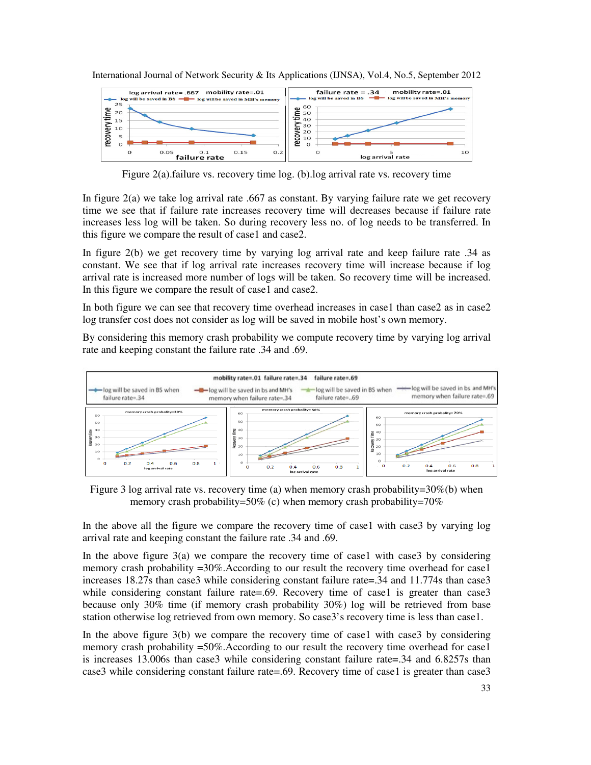log arrival rate= .667 mobility rate=.01

log will be saved in BS — log will be saved in MH's memory

recovery time

25
20
15
10
5
0

0 0.05 0.1 0.15 0.2

failure rate

failure rate = .34 mobility rate=.01

log will be saved in BS — log will be saved in MH's memory

recovery time

60
50
40
30
20
10
0

0 5 10

log arrival rate

Figure 2(a).failure vs. recovery time log. (b).log arrival rate vs. recovery time

In figure 2(a) we take log arrival rate .667 as constant. By varying failure rate we get recovery time we see that if failure rate increases recovery time will decreases because if failure rate increases less log will be taken. So during recovery less no. of log needs to be transferred. In this figure we compare the result of case1 and case2.

In figure 2(b) we get recovery time by varying log arrival rate and keep failure rate .34 as constant. We see that if log arrival rate increases recovery time will increase because if log arrival rate is increased more number of logs will be taken. So recovery time will be increased. In this figure we compare the result of case1 and case2.

In both figure we can see that recovery time overhead increases in case1 than case2 as in case2 log transfer cost does not consider as log will be saved in mobile host's own memory.

By considering this memory crash probability we compute recovery time by varying log arrival rate and keeping constant the failure rate .34 and .69.

mobility rate=.01 failure rate=.34 failure rate=.69

log will be saved in BS when failure rate=.34 — log will be saved in bs and MH's memory when failure rate=.34 — log will be saved in BS when failure rate=.69 — log will be saved in bs and MH's memory when failure rate=.69

memory crash probability=30%

memory crash probability= 50%

memory crash probality= 70%

Recovery time

log arrival rate

Figure 3 log arrival rate vs. recovery time (a) when memory crash probability=30%(b) when memory crash probability=50% (c) when memory crash probability=70%

In the above all the figure we compare the recovery time of case1 with case3 by varying log arrival rate and keeping constant the failure rate .34 and .69.

In the above figure 3(a) we compare the recovery time of case1 with case3 by considering memory crash probability =30%.According to our result the recovery time overhead for case1 increases 18.27s than case3 while considering constant failure rate=.34 and 11.774s than case3 while considering constant failure rate=.69. Recovery time of case1 is greater than case3 because only 30% time (if memory crash probability 30%) log will be retrieved from base station otherwise log retrieved from own memory. So case3's recovery time is less than case1.

In the above figure 3(b) we compare the recovery time of case1 with case3 by considering memory crash probability =50%.According to our result the recovery time overhead for case1 is increases 13.006s than case3 while considering constant failure rate=.34 and 6.8257s than case3 while considering constant failure rate=.69. Recovery time of case1 is greater than case3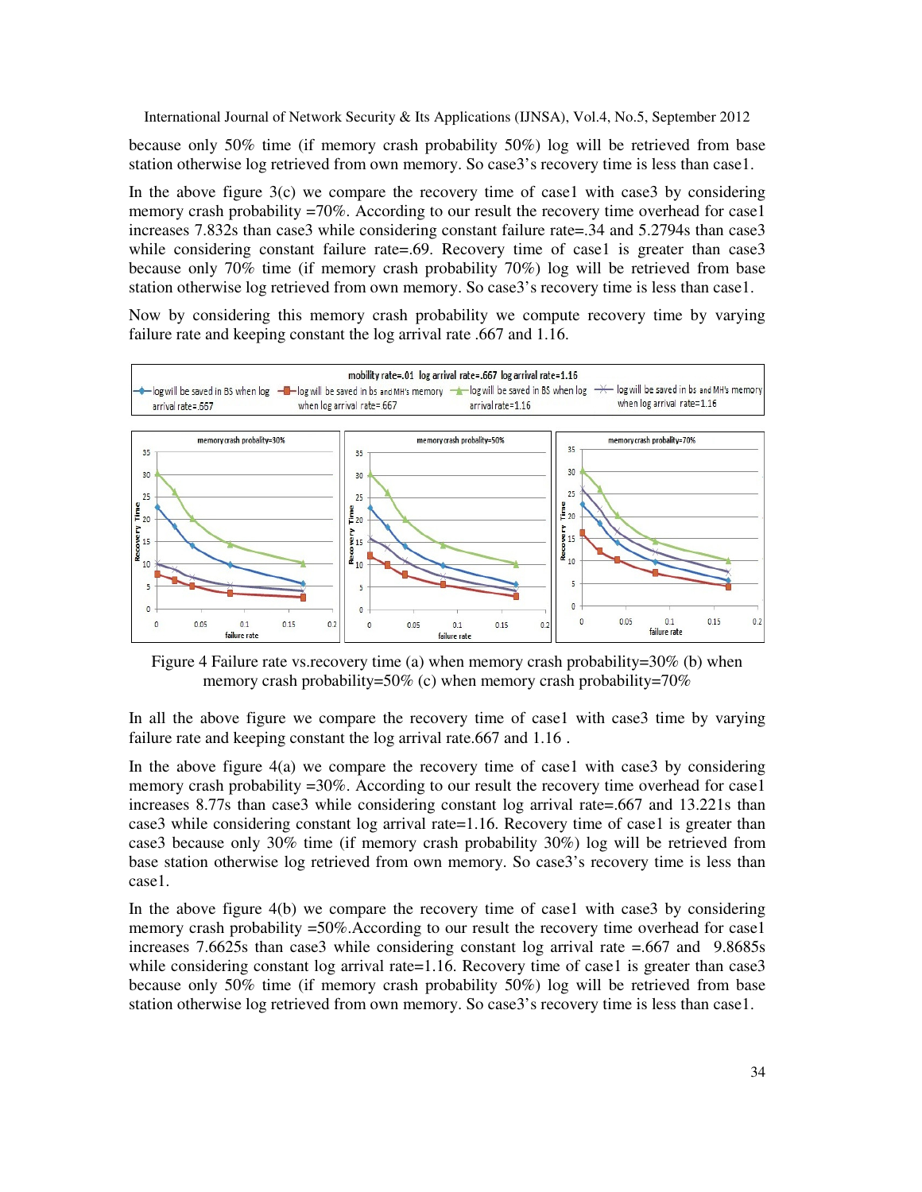because only 50% time (if memory crash probability 50%) log will be retrieved from base station otherwise log retrieved from own memory. So case3's recovery time is less than case1.

In the above figure 3(c) we compare the recovery time of case1 with case3 by considering memory crash probability =70%. According to our result the recovery time overhead for case1 increases 7.832s than case3 while considering constant failure rate=.34 and 5.2794s than case3 while considering constant failure rate=.69. Recovery time of case1 is greater than case3 because only 70% time (if memory crash probability 70%) log will be retrieved from base station otherwise log retrieved from own memory. So case3's recovery time is less than case1.

Now by considering this memory crash probability we compute recovery time by varying failure rate and keeping constant the log arrival rate .667 and 1.16.

mobility rate=.01 log arrival rate=.667 log arrival rate=1.16

log will be saved in BS when log arrival rate=.667
log will be saved in bs and MH's memory when log arrival rate=.667
log will be saved in BS when log arrival rate=1.16
log will be saved in bs and MH's memory when log arrival rate=1.16

memory crash probality=30%
memory crash probality=50%
memory crash probality=70%

Recovery Time
failure rate

Figure 4 Failure rate vs.recovery time (a) when memory crash probability=30% (b) when memory crash probability=50% (c) when memory crash probability=70%

In all the above figure we compare the recovery time of case1 with case3 time by varying failure rate and keeping constant the log arrival rate.667 and 1.16 .

In the above figure 4(a) we compare the recovery time of case1 with case3 by considering memory crash probability =30%. According to our result the recovery time overhead for case1 increases 8.77s than case3 while considering constant log arrival rate=.667 and 13.221s than case3 while considering constant log arrival rate=1.16. Recovery time of case1 is greater than case3 because only 30% time (if memory crash probability 30%) log will be retrieved from base station otherwise log retrieved from own memory. So case3's recovery time is less than case1.

In the above figure 4(b) we compare the recovery time of case1 with case3 by considering memory crash probability =50%.According to our result the recovery time overhead for case1 increases 7.6625s than case3 while considering constant log arrival rate =.667 and 9.8685s while considering constant log arrival rate=1.16. Recovery time of case1 is greater than case3 because only 50% time (if memory crash probability 50%) log will be retrieved from base station otherwise log retrieved from own memory. So case3's recovery time is less than case1.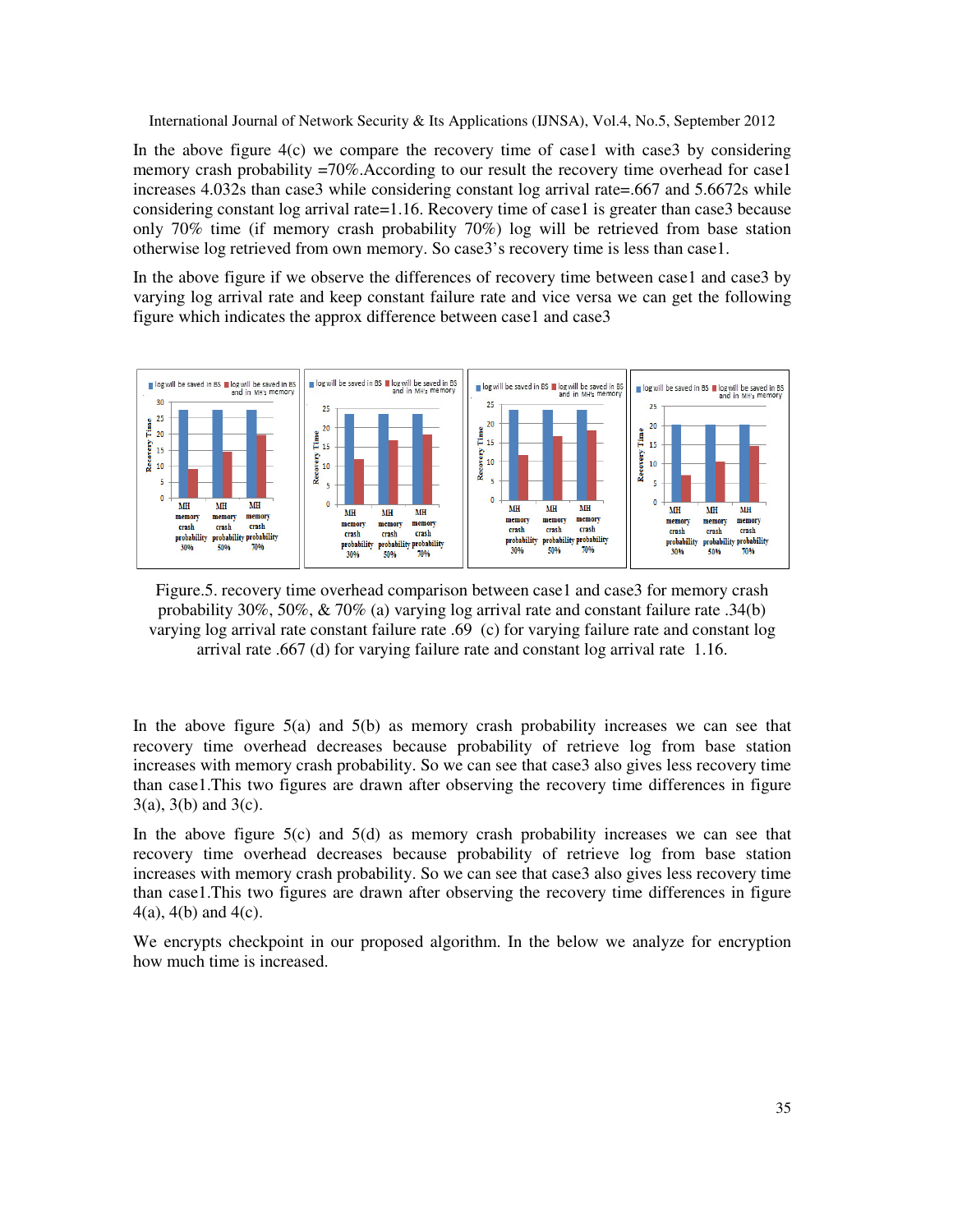In the above figure 4(c) we compare the recovery time of case1 with case3 by considering memory crash probability =70%.According to our result the recovery time overhead for case1 increases 4.032s than case3 while considering constant log arrival rate=.667 and 5.6672s while considering constant log arrival rate=1.16. Recovery time of case1 is greater than case3 because only 70% time (if memory crash probability 70%) log will be retrieved from base station otherwise log retrieved from own memory. So case3's recovery time is less than case1.

In the above figure if we observe the differences of recovery time between case1 and case3 by varying log arrival rate and keep constant failure rate and vice versa we can get the following figure which indicates the approx difference between case1 and case3

log will be saved in BS
log will be saved in BS and in MH's memory

Recovery Time

MH memory crash probability 30%
MH memory crash probability 50%
MH memory crash probability 70%

(a): 0, 5, 10, 15, 20, 25, 30
(b): 0, 5, 10, 15, 20, 25
(c): 0, 5, 10, 15, 20, 25
(d): 0, 5, 10, 15, 20, 25

Figure.5. recovery time overhead comparison between case1 and case3 for memory crash probability 30%, 50%, & 70% (a) varying log arrival rate and constant failure rate .34(b) varying log arrival rate constant failure rate .69 (c) for varying failure rate and constant log arrival rate .667 (d) for varying failure rate and constant log arrival rate 1.16.

In the above figure 5(a) and 5(b) as memory crash probability increases we can see that recovery time overhead decreases because probability of retrieve log from base station increases with memory crash probability. So we can see that case3 also gives less recovery time than case1.This two figures are drawn after observing the recovery time differences in figure 3(a), 3(b) and 3(c).

In the above figure 5(c) and 5(d) as memory crash probability increases we can see that recovery time overhead decreases because probability of retrieve log from base station increases with memory crash probability. So we can see that case3 also gives less recovery time than case1.This two figures are drawn after observing the recovery time differences in figure 4(a), 4(b) and 4(c).

We encrypts checkpoint in our proposed algorithm. In the below we analyze for encryption how much time is increased.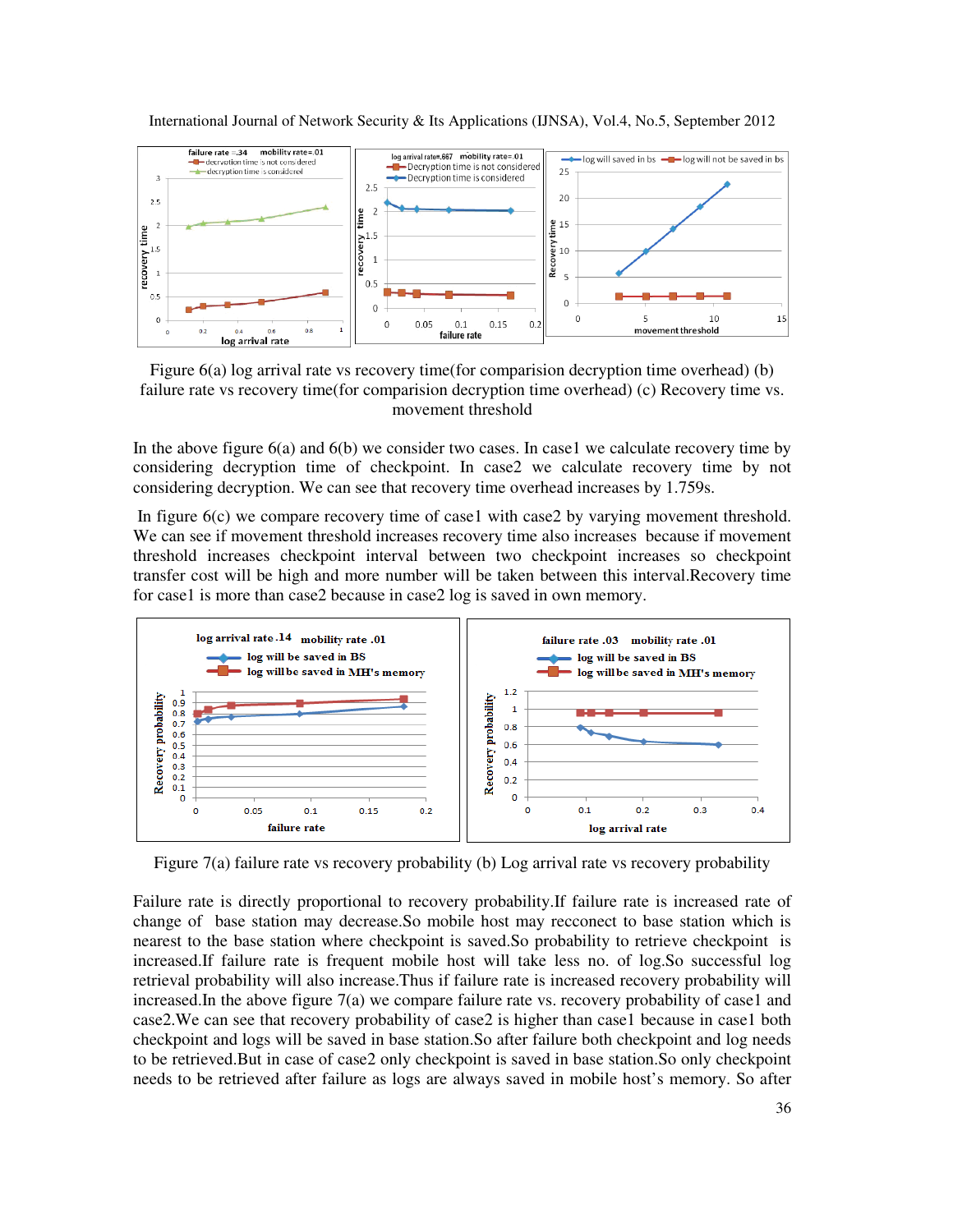failure rate =.34 mobility rate=.01

decryption time is not considered

decryption time is considered

recovery time

3
2.5
2
1.5
1
0.5
0

0 0.2 0.4 0.6 0.8 1

log arrival rate

log arrival rate=.667 mobility rate=.01

Decryption time is not considered

Decryption time is considered

recovery time

2.5
2
1.5
1
0.5
0

0 0.05 0.1 0.15 0.2

failure rate

log will saved in bs

log will not be saved in bs

Recovery time

25
20
15
10
5
0

0 5 10 15

movement threshold

Figure 6(a) log arrival rate vs recovery time(for comparision decryption time overhead) (b) failure rate vs recovery time(for comparision decryption time overhead) (c) Recovery time vs. movement threshold

In the above figure 6(a) and 6(b) we consider two cases. In case1 we calculate recovery time by considering decryption time of checkpoint. In case2 we calculate recovery time by not considering decryption. We can see that recovery time overhead increases by 1.759s.

In figure 6(c) we compare recovery time of case1 with case2 by varying movement threshold. We can see if movement threshold increases recovery time also increases because if movement threshold increases checkpoint interval between two checkpoint increases so checkpoint transfer cost will be high and more number will be taken between this interval.Recovery time for case1 is more than case2 because in case2 log is saved in own memory.

log arrival rate .14 mobility rate .01

log will be saved in BS

log will be saved in MH's memory

Recovery probability

1
0.9
0.8
0.7
0.6
0.5
0.4
0.3
0.2
0.1
0

0 0.05 0.1 0.15 0.2

failure rate

failure rate .03 mobility rate .01

log will be saved in BS

log will be saved in MH's memory

Recovery probability

1.2
1
0.8
0.6
0.4
0.2
0

0 0.1 0.2 0.3 0.4

log arrival rate

Figure 7(a) failure rate vs recovery probability (b) Log arrival rate vs recovery probability

Failure rate is directly proportional to recovery probability.If failure rate is increased rate of change of base station may decrease.So mobile host may recconect to base station which is nearest to the base station where checkpoint is saved.So probability to retrieve checkpoint is increased.If failure rate is frequent mobile host will take less no. of log.So successful log retrieval probability will also increase.Thus if failure rate is increased recovery probability will increased.In the above figure 7(a) we compare failure rate vs. recovery probability of case1 and case2.We can see that recovery probability of case2 is higher than case1 because in case1 both checkpoint and logs will be saved in base station.So after failure both checkpoint and log needs to be retrieved.But in case of case2 only checkpoint is saved in base station.So only checkpoint needs to be retrieved after failure as logs are always saved in mobile host's memory. So after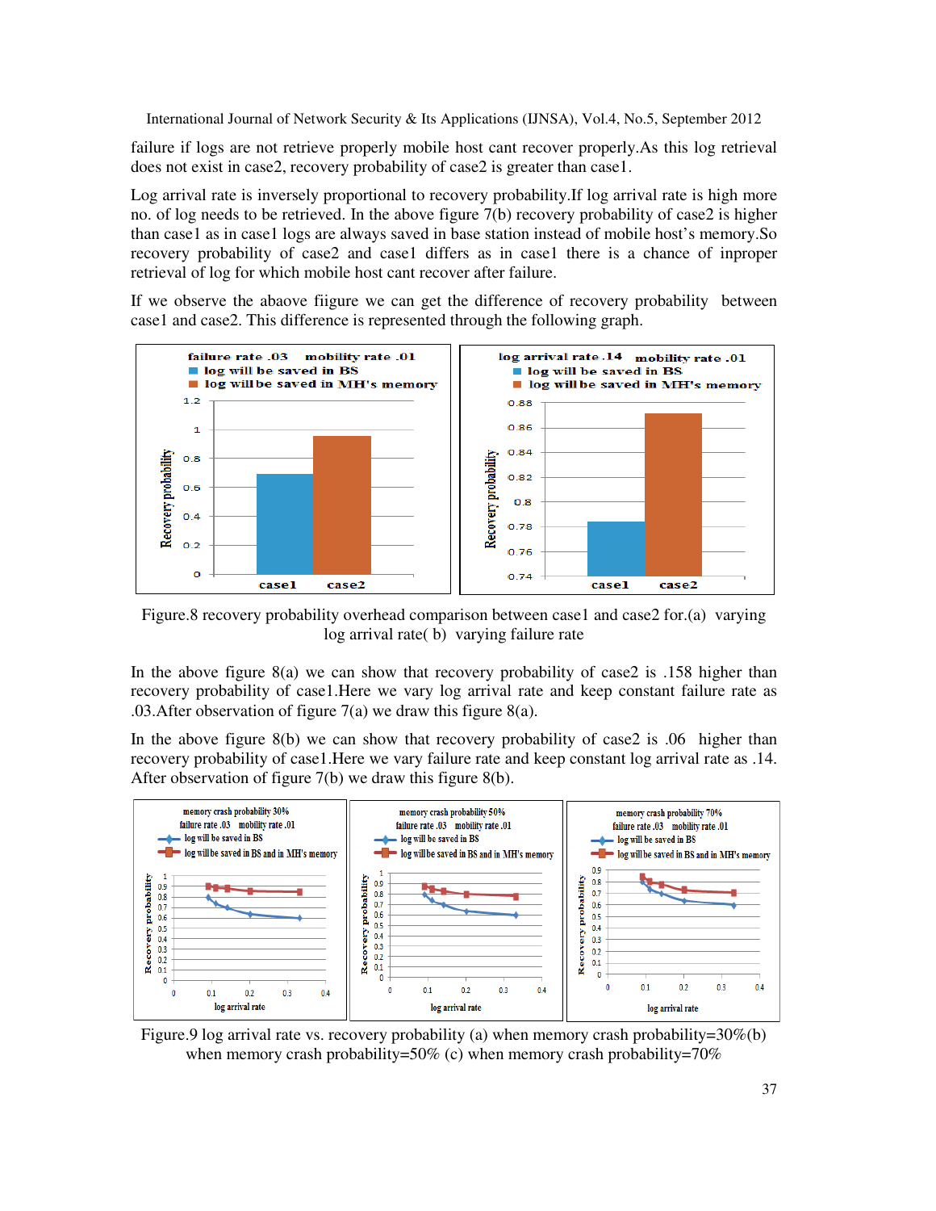failure if logs are not retrieve properly mobile host cant recover properly.As this log retrieval does not exist in case2, recovery probability of case2 is greater than case1.

Log arrival rate is inversely proportional to recovery probability.If log arrival rate is high more no. of log needs to be retrieved. In the above figure 7(b) recovery probability of case2 is higher than case1 as in case1 logs are always saved in base station instead of mobile host's memory.So recovery probability of case2 and case1 differs as in case1 there is a chance of inproper retrieval of log for which mobile host cant recover after failure.

If we observe the abaove fiigure we can get the difference of recovery probability between case1 and case2. This difference is represented through the following graph.

failure rate .03 mobility rate .01
log will be saved in BS
log will be saved in MH's memory
Recovery probability
1.2
1
0.8
0.6
0.4
0.2
0
case1
case2

log arrival rate .14 mobility rate .01
log will be saved in BS
log will be saved in MH's memory
Recovery probability
0.88
0.86
0.84
0.82
0.8
0.78
0.76
0.74
case1
case2

Figure.8 recovery probability overhead comparison between case1 and case2 for.(a) varying log arrival rate( b) varying failure rate

In the above figure 8(a) we can show that recovery probability of case2 is .158 higher than recovery probability of case1.Here we vary log arrival rate and keep constant failure rate as .03.After observation of figure 7(a) we draw this figure 8(a).

In the above figure 8(b) we can show that recovery probability of case2 is .06 higher than recovery probability of case1.Here we vary failure rate and keep constant log arrival rate as .14. After observation of figure 7(b) we draw this figure 8(b).

memory crash probability 30%
failure rate .03 mobility rate .01
log will be saved in BS
log will be saved in BS and in MH's memory
Recovery probability
1
0.9
0.8
0.7
0.6
0.5
0.4
0.3
0.2
0.1
0
0 0.1 0.2 0.3 0.4
log arrival rate

memory crash probability 50%
failure rate .03 mobility rate .01
log will be saved in BS
log will be saved in BS and in MH's memory
Recovery probability
1
0.9
0.8
0.7
0.6
0.5
0.4
0.3
0.2
0.1
0
0 0.1 0.2 0.3 0.4
log arrival rate

memory crash probability 70%
failure rate .03 mobility rate .01
log will be saved in BS
log will be saved in BS and in MH's memory
Recovery probability
0.9
0.8
0.7
0.6
0.5
0.4
0.3
0.2
0.1
0
0 0.1 0.2 0.3 0.4
log arrival rate

Figure.9 log arrival rate vs. recovery probability (a) when memory crash probability=30%(b) when memory crash probability=50% (c) when memory crash probability=70%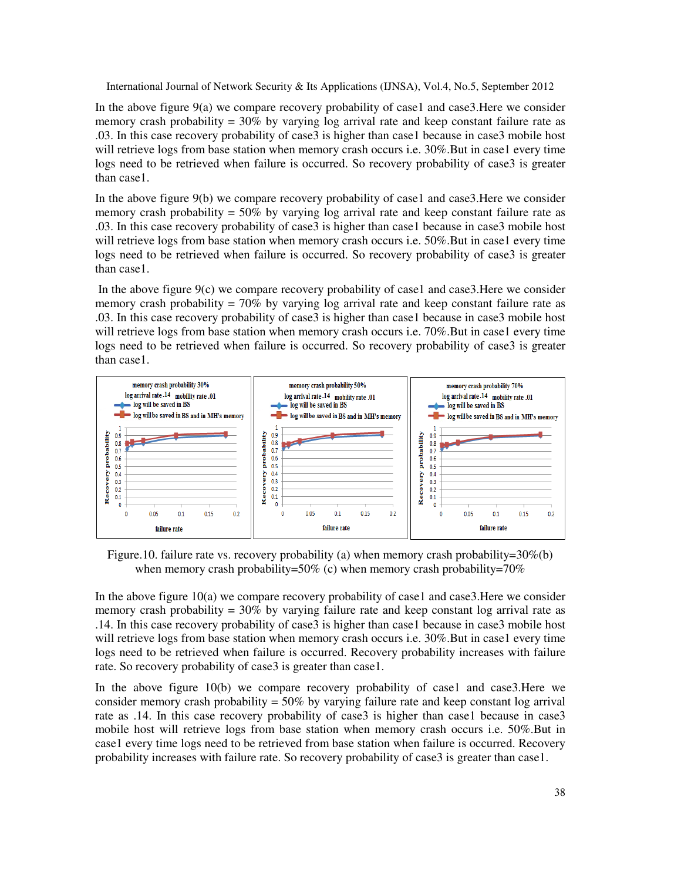In the above figure 9(a) we compare recovery probability of case1 and case3.Here we consider memory crash probability = 30% by varying log arrival rate and keep constant failure rate as .03. In this case recovery probability of case3 is higher than case1 because in case3 mobile host will retrieve logs from base station when memory crash occurs i.e. 30%.But in case1 every time logs need to be retrieved when failure is occurred. So recovery probability of case3 is greater than case1.

In the above figure 9(b) we compare recovery probability of case1 and case3.Here we consider memory crash probability = 50% by varying log arrival rate and keep constant failure rate as .03. In this case recovery probability of case3 is higher than case1 because in case3 mobile host will retrieve logs from base station when memory crash occurs i.e. 50%.But in case1 every time logs need to be retrieved when failure is occurred. So recovery probability of case3 is greater than case1.

In the above figure 9(c) we compare recovery probability of case1 and case3.Here we consider memory crash probability = 70% by varying log arrival rate and keep constant failure rate as .03. In this case recovery probability of case3 is higher than case1 because in case3 mobile host will retrieve logs from base station when memory crash occurs i.e. 70%.But in case1 every time logs need to be retrieved when failure is occurred. So recovery probability of case3 is greater than case1.

memory crash probability 30%
log arrival rate .14 mobility rate .01
log will be saved in BS
log will be saved in BS and in MH's memory
Recovery probability
1
0.9
0.8
0.7
0.6
0.5
0.4
0.3
0.2
0.1
0
0 0.05 0.1 0.15 0.2
failure rate

memory crash probability 50%
log arrival rate .14 mobility rate .01
log will be saved in BS
log will be saved in BS and in MH's memory
Recovery probability
1
0.9
0.8
0.7
0.6
0.5
0.4
0.3
0.2
0.1
0
0 0.05 0.1 0.15 0.2
failure rate

memory crash probability 70%
log arrival rate .14 mobility rate .01
log will be saved in BS
log will be saved in BS and in MH's memory
Recovery probability
1
0.9
0.8
0.7
0.6
0.5
0.4
0.3
0.2
0.1
0
0 0.05 0.1 0.15 0.2
failure rate

Figure.10. failure rate vs. recovery probability (a) when memory crash probability=30%(b) when memory crash probability=50% (c) when memory crash probability=70%

In the above figure 10(a) we compare recovery probability of case1 and case3.Here we consider memory crash probability = 30% by varying failure rate and keep constant log arrival rate as .14. In this case recovery probability of case3 is higher than case1 because in case3 mobile host will retrieve logs from base station when memory crash occurs i.e. 30%.But in case1 every time logs need to be retrieved when failure is occurred. Recovery probability increases with failure rate. So recovery probability of case3 is greater than case1.

In the above figure 10(b) we compare recovery probability of case1 and case3.Here we consider memory crash probability = 50% by varying failure rate and keep constant log arrival rate as .14. In this case recovery probability of case3 is higher than case1 because in case3 mobile host will retrieve logs from base station when memory crash occurs i.e. 50%.But in case1 every time logs need to be retrieved from base station when failure is occurred. Recovery probability increases with failure rate. So recovery probability of case3 is greater than case1.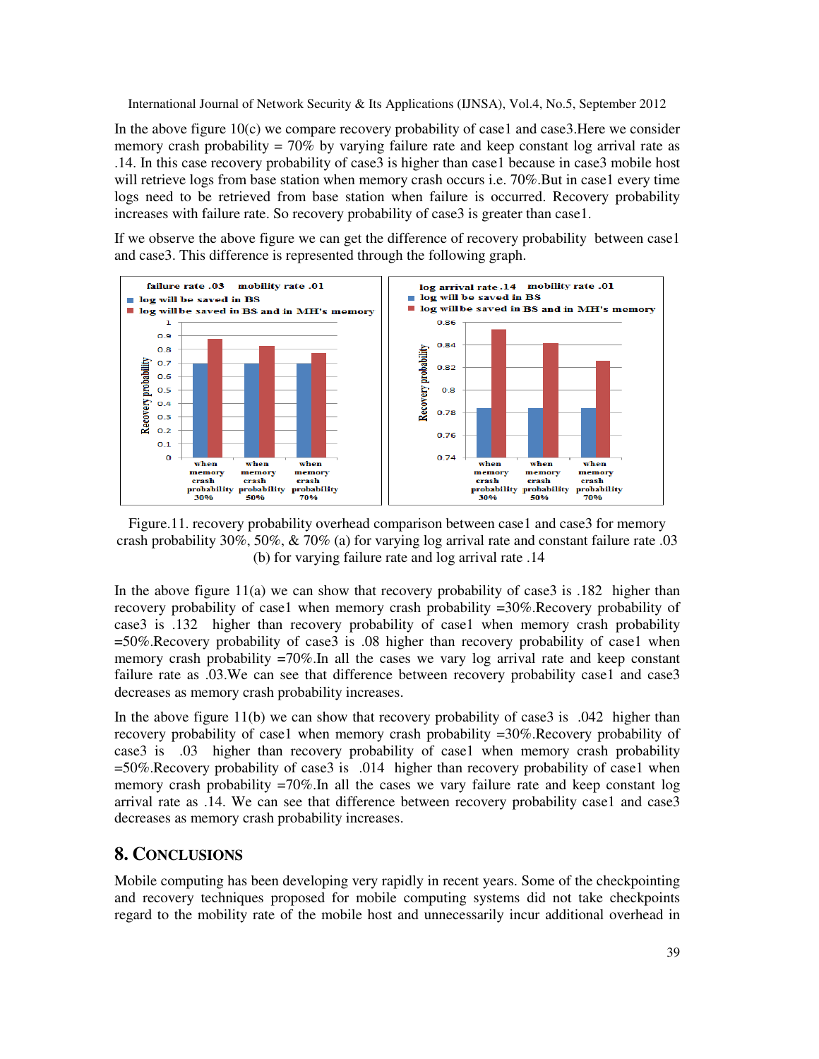In the above figure 10(c) we compare recovery probability of case1 and case3.Here we consider memory crash probability = 70% by varying failure rate and keep constant log arrival rate as .14. In this case recovery probability of case3 is higher than case1 because in case3 mobile host will retrieve logs from base station when memory crash occurs i.e. 70%.But in case1 every time logs need to be retrieved from base station when failure is occurred. Recovery probability increases with failure rate. So recovery probability of case3 is greater than case1.

If we observe the above figure we can get the difference of recovery probability between case1 and case3. This difference is represented through the following graph.

failure rate .03 mobility rate .01
log will be saved in BS
log will be saved in BS and in MH's memory
Recovery probability
1
0.9
0.8
0.7
0.6
0.5
0.4
0.3
0.2
0.1
0
when memory crash probability 30%
when memory crash probability 50%
when memory crash probability 70%

log arrival rate .14 mobility rate .01
log will be saved in BS
log will be saved in BS and in MH's memory
Recovery probability
0.86
0.84
0.82
0.8
0.78
0.76
0.74
when memory crash probability 30%
when memory crash probability 50%
when memory crash probability 70%

Figure.11. recovery probability overhead comparison between case1 and case3 for memory crash probability 30%, 50%, & 70% (a) for varying log arrival rate and constant failure rate .03 (b) for varying failure rate and log arrival rate .14

In the above figure 11(a) we can show that recovery probability of case3 is .182 higher than recovery probability of case1 when memory crash probability =30%.Recovery probability of case3 is .132 higher than recovery probability of case1 when memory crash probability =50%.Recovery probability of case3 is .08 higher than recovery probability of case1 when memory crash probability =70%.In all the cases we vary log arrival rate and keep constant failure rate as .03.We can see that difference between recovery probability case1 and case3 decreases as memory crash probability increases.

In the above figure 11(b) we can show that recovery probability of case3 is .042 higher than recovery probability of case1 when memory crash probability =30%.Recovery probability of case3 is .03 higher than recovery probability of case1 when memory crash probability =50%.Recovery probability of case3 is .014 higher than recovery probability of case1 when memory crash probability =70%.In all the cases we vary failure rate and keep constant log arrival rate as .14. We can see that difference between recovery probability case1 and case3 decreases as memory crash probability increases.

## 8. Conclusions

Mobile computing has been developing very rapidly in recent years. Some of the checkpointing and recovery techniques proposed for mobile computing systems did not take checkpoints regard to the mobility rate of the mobile host and unnecessarily incur additional overhead in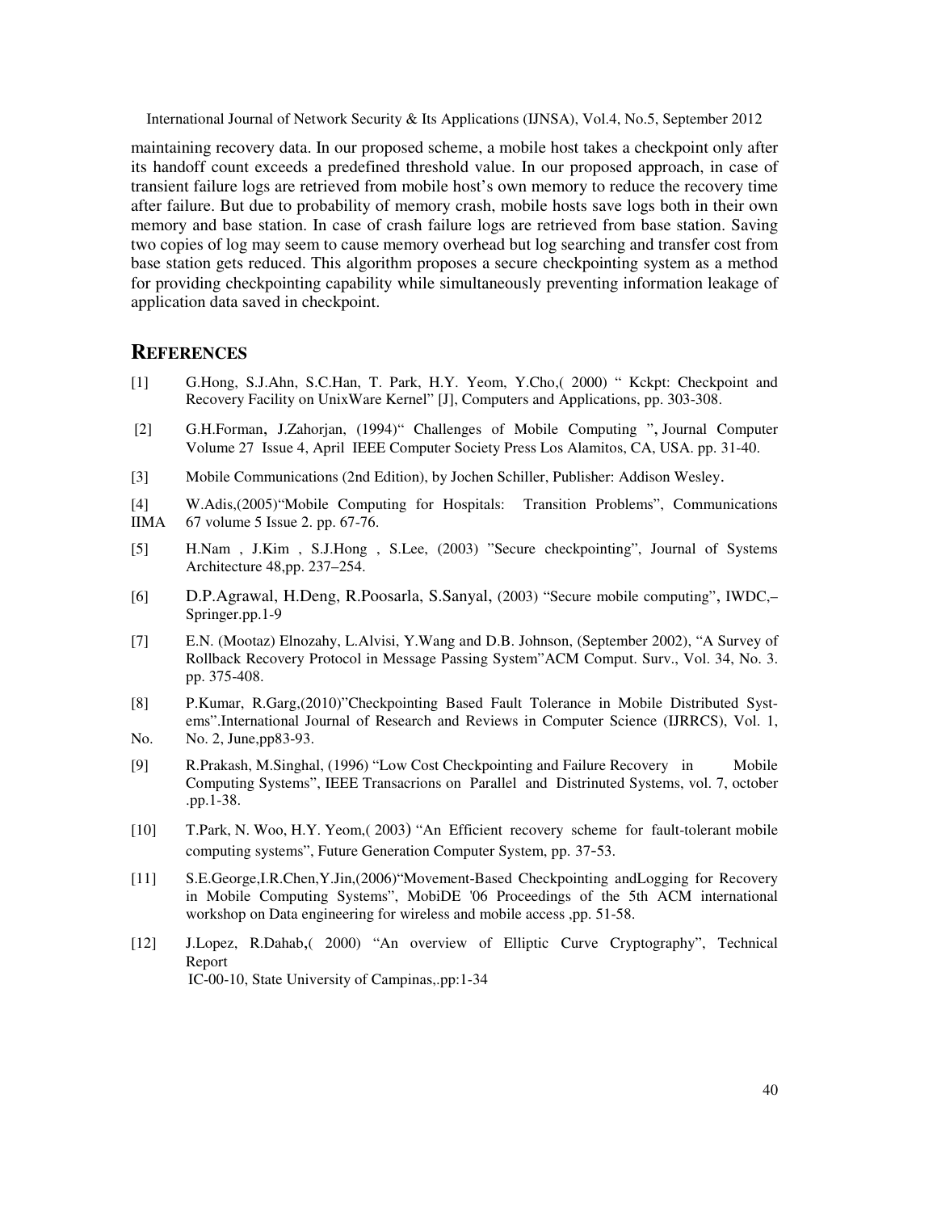maintaining recovery data. In our proposed scheme, a mobile host takes a checkpoint only after its handoff count exceeds a predefined threshold value. In our proposed approach, in case of transient failure logs are retrieved from mobile host's own memory to reduce the recovery time after failure. But due to probability of memory crash, mobile hosts save logs both in their own memory and base station. In case of crash failure logs are retrieved from base station. Saving two copies of log may seem to cause memory overhead but log searching and transfer cost from base station gets reduced. This algorithm proposes a secure checkpointing system as a method for providing checkpointing capability while simultaneously preventing information leakage of application data saved in checkpoint.

## REFERENCES

[1] G.Hong, S.J.Ahn, S.C.Han, T. Park, H.Y. Yeom, Y.Cho,( 2000) " Kckpt: Checkpoint and Recovery Facility on UnixWare Kernel" [J], Computers and Applications, pp. 303-308.

[2] G.H.Forman, J.Zahorjan, (1994)" Challenges of Mobile Computing ", Journal Computer Volume 27 Issue 4, April IEEE Computer Society Press Los Alamitos, CA, USA. pp. 31-40.

[3] Mobile Communications (2nd Edition), by Jochen Schiller, Publisher: Addison Wesley.

[4] W.Adis,(2005)"Mobile Computing for Hospitals: Transition Problems", Communications IIMA 67 volume 5 Issue 2. pp. 67-76.

[5] H.Nam , J.Kim , S.J.Hong , S.Lee, (2003) "Secure checkpointing", Journal of Systems Architecture 48,pp. 237–254.

[6] D.P.Agrawal, H.Deng, R.Poosarla, S.Sanyal, (2003) "Secure mobile computing", IWDC,– Springer.pp.1-9

[7] E.N. (Mootaz) Elnozahy, L.Alvisi, Y.Wang and D.B. Johnson, (September 2002), "A Survey of Rollback Recovery Protocol in Message Passing System"ACM Comput. Surv., Vol. 34, No. 3. pp. 375-408.

[8] P.Kumar, R.Garg,(2010)"Checkpointing Based Fault Tolerance in Mobile Distributed Systems".International Journal of Research and Reviews in Computer Science (IJRRCS), Vol. 1, No. No. 2, June,pp83-93.

[9] R.Prakash, M.Singhal, (1996) "Low Cost Checkpointing and Failure Recovery in Mobile Computing Systems", IEEE Transacrions on Parallel and Distrinuted Systems, vol. 7, october .pp.1-38.

[10] T.Park, N. Woo, H.Y. Yeom,( 2003) "An Efficient recovery scheme for fault-tolerant mobile computing systems", Future Generation Computer System, pp. 37-53.

[11] S.E.George,I.R.Chen,Y.Jin,(2006)"Movement-Based Checkpointing andLogging for Recovery in Mobile Computing Systems", MobiDE '06 Proceedings of the 5th ACM international workshop on Data engineering for wireless and mobile access ,pp. 51-58.

[12] J.Lopez, R.Dahab,( 2000) "An overview of Elliptic Curve Cryptography", Technical Report IC-00-10, State University of Campinas,.pp:1-34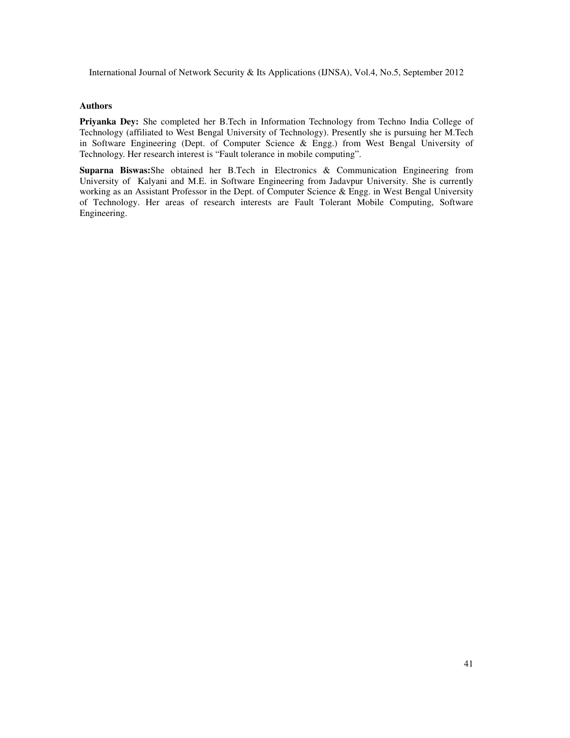**Authors**

**Priyanka Dey:** She completed her B.Tech in Information Technology from Techno India College of Technology (affiliated to West Bengal University of Technology). Presently she is pursuing her M.Tech in Software Engineering (Dept. of Computer Science & Engg.) from West Bengal University of Technology. Her research interest is "Fault tolerance in mobile computing".

**Suparna Biswas:**She obtained her B.Tech in Electronics & Communication Engineering from University of Kalyani and M.E. in Software Engineering from Jadavpur University. She is currently working as an Assistant Professor in the Dept. of Computer Science & Engg. in West Bengal University of Technology. Her areas of research interests are Fault Tolerant Mobile Computing, Software Engineering.